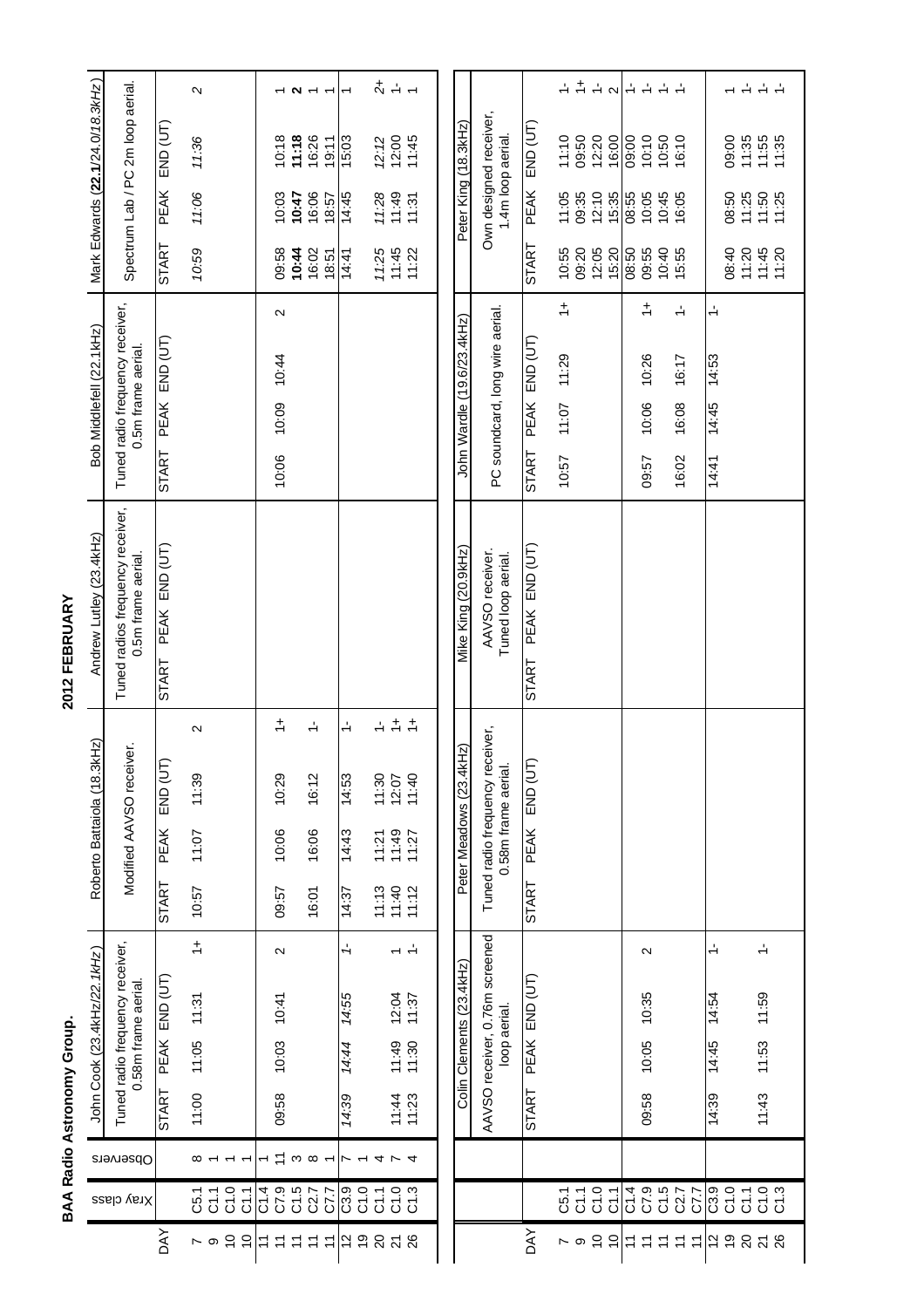# BAA Radio Astronomy Group.

## 2012 FEBRUARY

| DAY | Xray class | Observers | John Cook (23.4kHz/22.1kHz) | | | | Roberto Battaiola (18.3kHz) | | | | Andrew Lutley (23.4kHz) | | | | Bob Middlefell (22.1kHz) | | | | Mark Edwards (**22.1**/24.0/*18.3kHz*) | | | |
|---|---|---|---|---|---|---|---|---|---|---|---|---|---|---|---|---|---|---|---|---|---|---|
| | | | Tuned radio frequency receiver, 0.58m frame aerial. | | | | Modified AAVSO receiver. | | | | Tuned radios frequency receiver, 0.5m frame aerial. | | | | Tuned radio frequency receiver, 0.5m frame aerial. | | | | Spectrum Lab / PC 2m loop aerial. | | | |
| | | | START | PEAK | END (UT) | | START | PEAK | END (UT) | | START | PEAK | END (UT) | | START | PEAK | END (UT) | | START | PEAK | END (UT) | |
| 7 | C5.1 | 8 | 11:00 | 11:05 | 11:31 | 1+ | 10:57 | 11:07 | 11:39 | 2 | | | | | | | | | *10:59* | *11:06* | *11:36* | 2 |
| 9 | C1.1 | 1 | | | | | | | | | | | | | | | | | | | | |
| 10 | C1.0 | 1 | | | | | | | | | | | | | | | | | | | | |
| 10 | C1.1 | 1 | | | | | | | | | | | | | | | | | | | | |
| 11 | C1.4 | 1 | | | | | | | | | | | | | | | | | | | | |
| 11 | C7.9 | 11 | 09:58 | 10:03 | 10:41 | 2 | 09:57 | 10:06 | 10:29 | 1+ | | | | | 10:06 | 10:09 | 10:44 | 2 | 09:58 | 10:03 | 10:18 | 1 |
| 11 | C1.5 | 3 | | | | | | | | | | | | | | | | | **10:44** | **10:47** | **11:18** | **2** |
| 11 | C2.7 | 8 | | | | | 16:01 | 16:06 | 16:12 | 1- | | | | | | | | | 16:02 | 16:06 | 16:26 | 1 |
| 11 | C7.7 | 1 | | | | | | | | | | | | | | | | | 18:51 | 18:57 | 19:11 | 1 |
| 12 | C3.9 | 7 | *14:39* | *14:44* | *14:55* | *1-* | 14:37 | 14:43 | 14:53 | 1- | | | | | | | | | 14:41 | 14:45 | 15:03 | 1 |
| 19 | C1.0 | 1 | | | | | | | | | | | | | | | | | | | | |
| 20 | C1.1 | 4 | | | | | 11:13 | 11:21 | 11:30 | 1- | | | | | | | | | *11:25* | *11:28* | *12:12* | *2+* |
| 21 | C1.0 | 7 | 11:44 | 11:49 | 12:04 | 1 | 11:40 | 11:49 | 12:07 | 1+ | | | | | | | | | 11:45 | 11:49 | 12:00 | 1- |
| 26 | C1.3 | 4 | 11:23 | 11:30 | 11:37 | 1- | 11:12 | 11:27 | 11:40 | 1+ | | | | | | | | | 11:22 | 11:31 | 11:45 | 1 |

| DAY | Xray class | Colin Clements (23.4kHz) | | | | Peter Meadows (23.4kHz) | | | | Mike King (20.9kHz) | | | | John Wardle (19.6/23.4kHz) | | | | Peter King (18.3kHz) | | | |
|---|---|---|---|---|---|---|---|---|---|---|---|---|---|---|---|---|---|---|---|---|---|
| | | AAVSO receiver, 0.76m screened loop aerial. | | | | Tuned radio frequency receiver, 0.58m frame aerial. | | | | AAVSO receiver. Tuned loop aerial. | | | | PC soundcard, long wire aerial. | | | | Own designed receiver, 1.4m loop aerial. | | | |
| | | START | PEAK | END (UT) | | START | PEAK | END (UT) | | START | PEAK | END (UT) | | START | PEAK | END (UT) | | START | PEAK | END (UT) | |
| 7 | C5.1 | | | | | | | | | | | | | 10:57 | 11:07 | 11:29 | 1+ | 10:55 | 11:05 | 11:10 | 1- |
| 9 | C1.1 | | | | | | | | | | | | | | | | | 09:20 | 09:35 | 09:50 | 1+ |
| 10 | C1.0 | | | | | | | | | | | | | | | | | 12:05 | 12:10 | 12:20 | 1- |
| 10 | C1.1 | | | | | | | | | | | | | | | | | 15:20 | 15:35 | 16:00 | 2 |
| 11 | C1.4 | | | | | | | | | | | | | | | | | 08:50 | 08:55 | 09:00 | 1- |
| 11 | C7.9 | 09:58 | 10:05 | 10:35 | 2 | | | | | | | | | 09:57 | 10:06 | 10:26 | 1+ | 09:55 | 10:05 | 10:10 | 1- |
| 11 | C1.5 | | | | | | | | | | | | | | | | | 10:40 | 10:45 | 10:50 | 1- |
| 11 | C2.7 | | | | | | | | | | | | | 16:02 | 16:08 | 16:17 | 1- | 15:55 | 16:05 | 16:10 | 1- |
| 11 | C7.7 | | | | | | | | | | | | | | | | | | | | |
| 12 | C3.9 | 14:39 | 14:45 | 14:54 | 1- | | | | | | | | | 14:41 | 14:45 | 14:53 | 1- | | | | |
| 19 | C1.0 | | | | | | | | | | | | | | | | | 08:40 | 08:50 | 09:00 | 1 |
| 20 | C1.1 | | | | | | | | | | | | | | | | | 11:20 | 11:25 | 11:35 | 1- |
| 21 | C1.0 | 11:43 | 11:53 | 11:59 | 1- | | | | | | | | | | | | | 11:45 | 11:50 | 11:55 | 1- |
| 26 | C1.3 | | | | | | | | | | | | | | | | | 11:20 | 11:25 | 11:35 | 1- |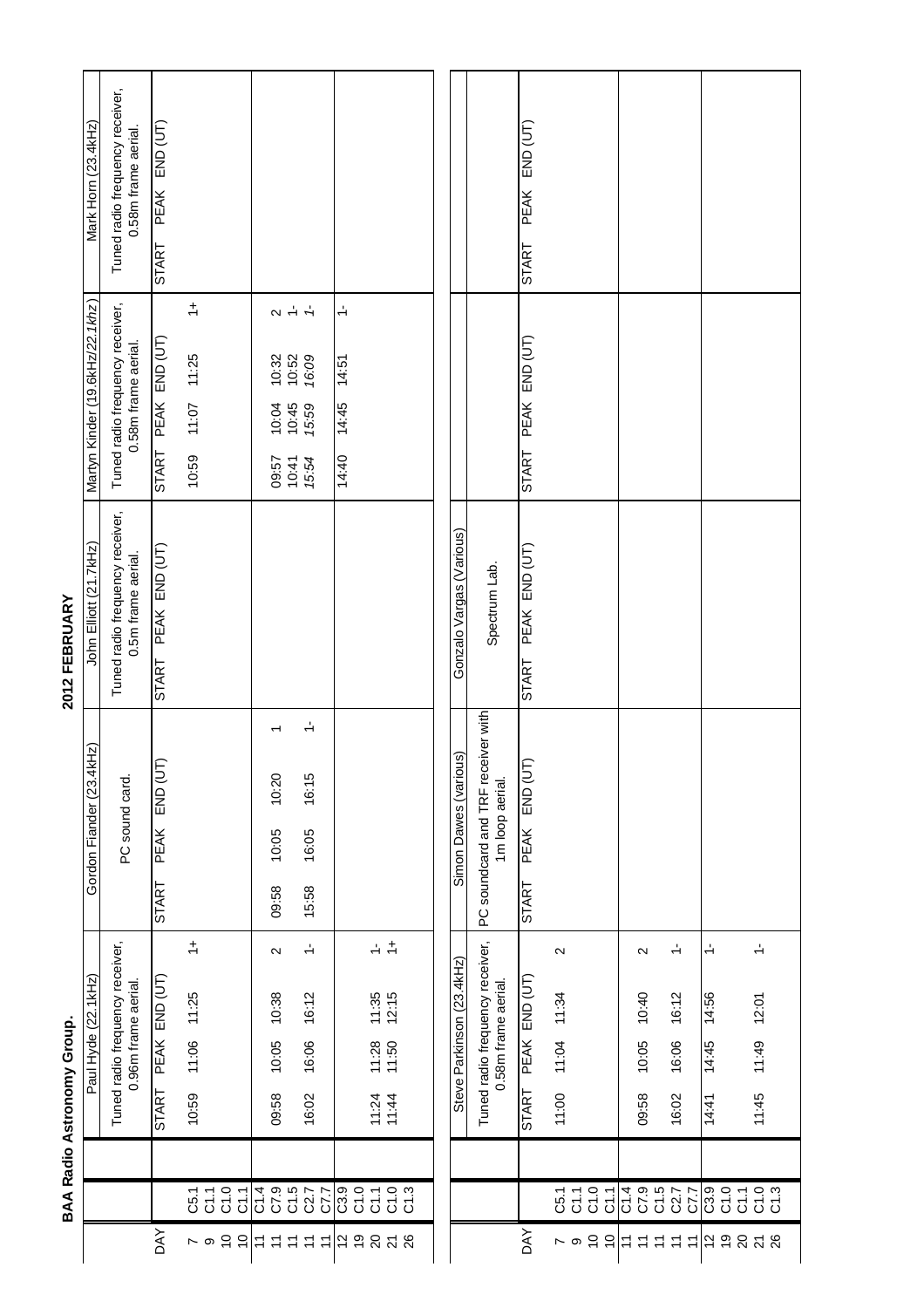# BAA Radio Astronomy Group.

## 2012 FEBRUARY

| DAY | | Paul Hyde (22.1kHz) | | | | Gordon Fiander (23.4kHz) | | | | John Elliott (21.7kHz) | | | | Martyn Kinder (19.6kHz/*22.1kHz*) | | | | Mark Horn (23.4kHz) | | | |
|---|---|---|---|---|---|---|---|---|---|---|---|---|---|---|---|---|---|---|---|---|---|
| | | Tuned radio frequency receiver, 0.96m frame aerial. | | | | PC sound card. | | | | Tuned radio frequency receiver, 0.5m frame aerial. | | | | Tuned radio frequency receiver, 0.58m frame aerial. | | | | Tuned radio frequency receiver, 0.58m frame aerial. | | | |
| | | START | PEAK | END (UT) | | START | PEAK | END (UT) | | START | PEAK | END (UT) | | START | PEAK | END (UT) | | START | PEAK | END (UT) | |
| 7 | C5.1 | 10:59 | 11:06 | 11:25 | 1+ | | | | | | | | | 10:59 | 11:07 | 11:25 | 1+ | | | | |
| 9 | C1.1 | | | | | | | | | | | | | | | | | | | | |
| 10 | C1.0 | | | | | | | | | | | | | | | | | | | | |
| 10 | C1.1 | | | | | | | | | | | | | | | | | | | | |
| 11 | C1.4 | | | | | | | | | | | | | | | | | | | | |
| 11 | C7.9 | 09:58 | 10:05 | 10:38 | 2 | 09:58 | 10:05 | 10:20 | 1 | | | | | 09:57 | 10:04 | 10:32 | 2 | | | | |
| 11 | C1.5 | | | | | | | | | | | | | 10:41 | 10:45 | 10:52 | 1- | | | | |
| 11 | C2.7 | 16:02 | 16:06 | 16:12 | 1- | 15:58 | 16:05 | 16:15 | 1- | | | | | *15:54* | *15:59* | *16:09* | *1-* | | | | |
| 11 | C7.7 | | | | | | | | | | | | | | | | | | | | |
| 12 | C3.9 | | | | | | | | | | | | | 14:40 | 14:45 | 14:51 | 1- | | | | |
| 19 | C1.0 | | | | | | | | | | | | | | | | | | | | |
| 20 | C1.1 | 11:24 | 11:28 | 11:35 | 1- | | | | | | | | | | | | | | | | |
| 21 | C1.0 | 11:44 | 11:50 | 12:15 | 1+ | | | | | | | | | | | | | | | | |
| 26 | C1.3 | | | | | | | | | | | | | | | | | | | | |

| DAY | | Steve Parkinson (23.4kHz) | | | | Simon Dawes (various) | | | | Gonzalo Vargas (Various) | | | | | | | | | | | |
|---|---|---|---|---|---|---|---|---|---|---|---|---|---|---|---|---|---|---|---|---|---|
| | | Tuned radio frequency receiver, 0.58m frame aerial. | | | | PC soundcard and TRF receiver with 1m loop aerial. | | | | Spectrum Lab. | | | | | | | | | | | |
| | | START | PEAK | END (UT) | | START | PEAK | END (UT) | | START | PEAK | END (UT) | | START | PEAK | END (UT) | | START | PEAK | END (UT) | |
| 7 | C5.1 | 11:00 | 11:04 | 11:34 | 2 | | | | | | | | | | | | | | | | |
| 9 | C1.1 | | | | | | | | | | | | | | | | | | | | |
| 10 | C1.0 | | | | | | | | | | | | | | | | | | | | |
| 10 | C1.1 | | | | | | | | | | | | | | | | | | | | |
| 11 | C1.4 | | | | | | | | | | | | | | | | | | | | |
| 11 | C7.9 | 09:58 | 10:05 | 10:40 | 2 | | | | | | | | | | | | | | | | |
| 11 | C1.5 | | | | | | | | | | | | | | | | | | | | |
| 11 | C2.7 | 16:02 | 16:06 | 16:12 | 1- | | | | | | | | | | | | | | | | |
| 11 | C7.7 | | | | | | | | | | | | | | | | | | | | |
| 12 | C3.9 | 14:41 | 14:45 | 14:56 | 1- | | | | | | | | | | | | | | | | |
| 19 | C1.0 | | | | | | | | | | | | | | | | | | | | |
| 20 | C1.1 | | | | | | | | | | | | | | | | | | | | |
| 21 | C1.0 | 11:45 | 11:49 | 12:01 | 1- | | | | | | | | | | | | | | | | |
| 26 | C1.3 | | | | | | | | | | | | | | | | | | | | |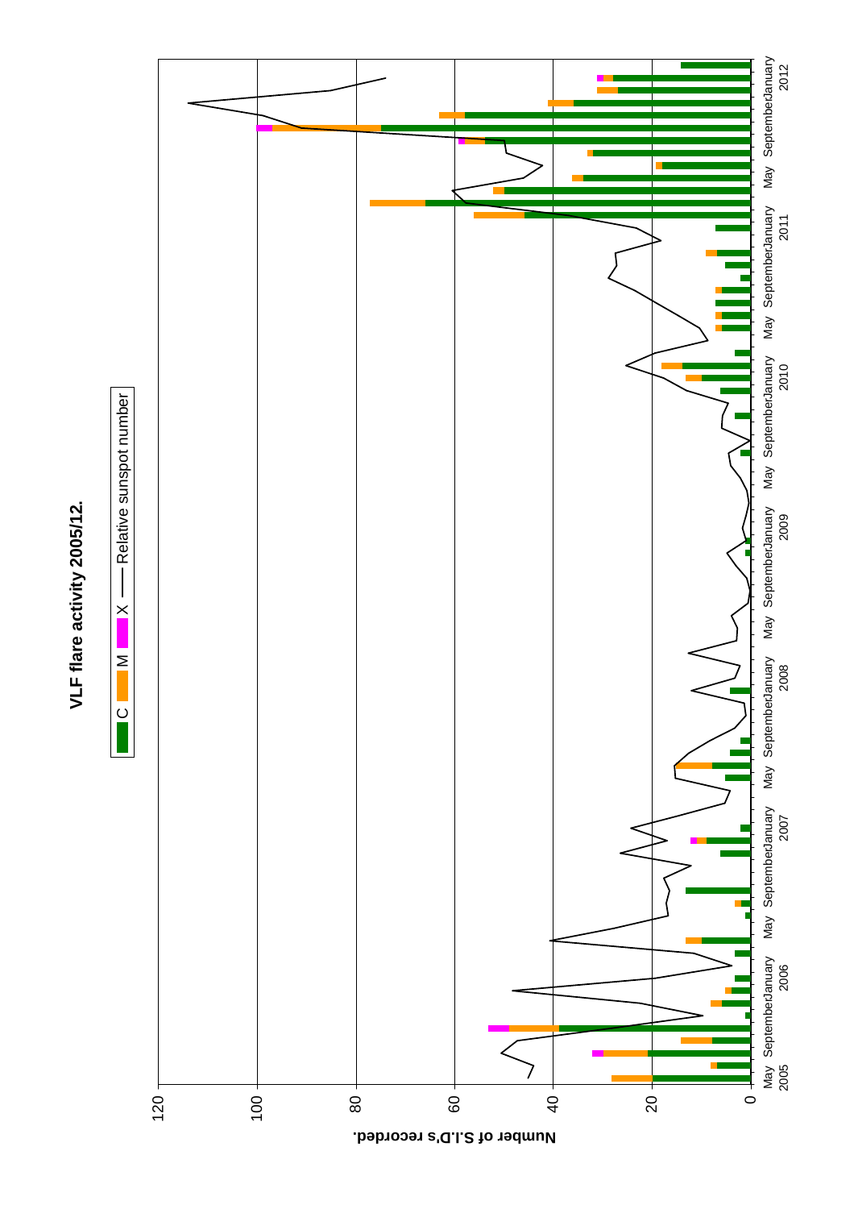**VLF flare activity 2005/12.**

C M X —— Relative sunspot number

Number of S.I.D's recorded.

0 20 40 60 80 100 120

May 2005 September January 2006 May September January 2007 May September January 2008 May September January 2009 May September January 2010 May September January 2011 May September January 2012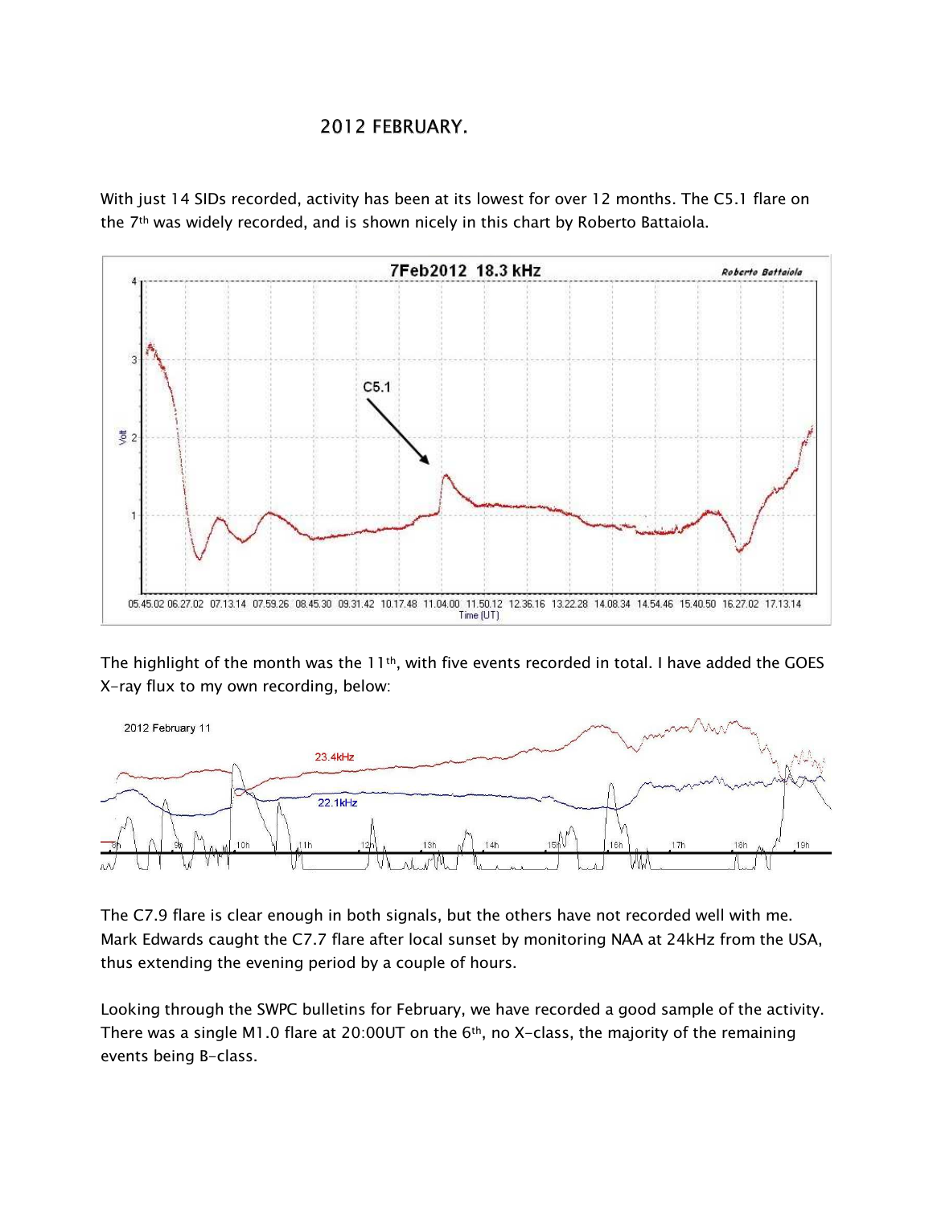# 2012 FEBRUARY.

With just 14 SIDs recorded, activity has been at its lowest for over 12 months. The C5.1 flare on the 7th was widely recorded, and is shown nicely in this chart by Roberto Battaiola.

The highlight of the month was the 11th, with five events recorded in total. I have added the GOES X-ray flux to my own recording, below:

The C7.9 flare is clear enough in both signals, but the others have not recorded well with me. Mark Edwards caught the C7.7 flare after local sunset by monitoring NAA at 24kHz from the USA, thus extending the evening period by a couple of hours.

Looking through the SWPC bulletins for February, we have recorded a good sample of the activity. There was a single M1.0 flare at 20:00UT on the 6th, no X-class, the majority of the remaining events being B-class.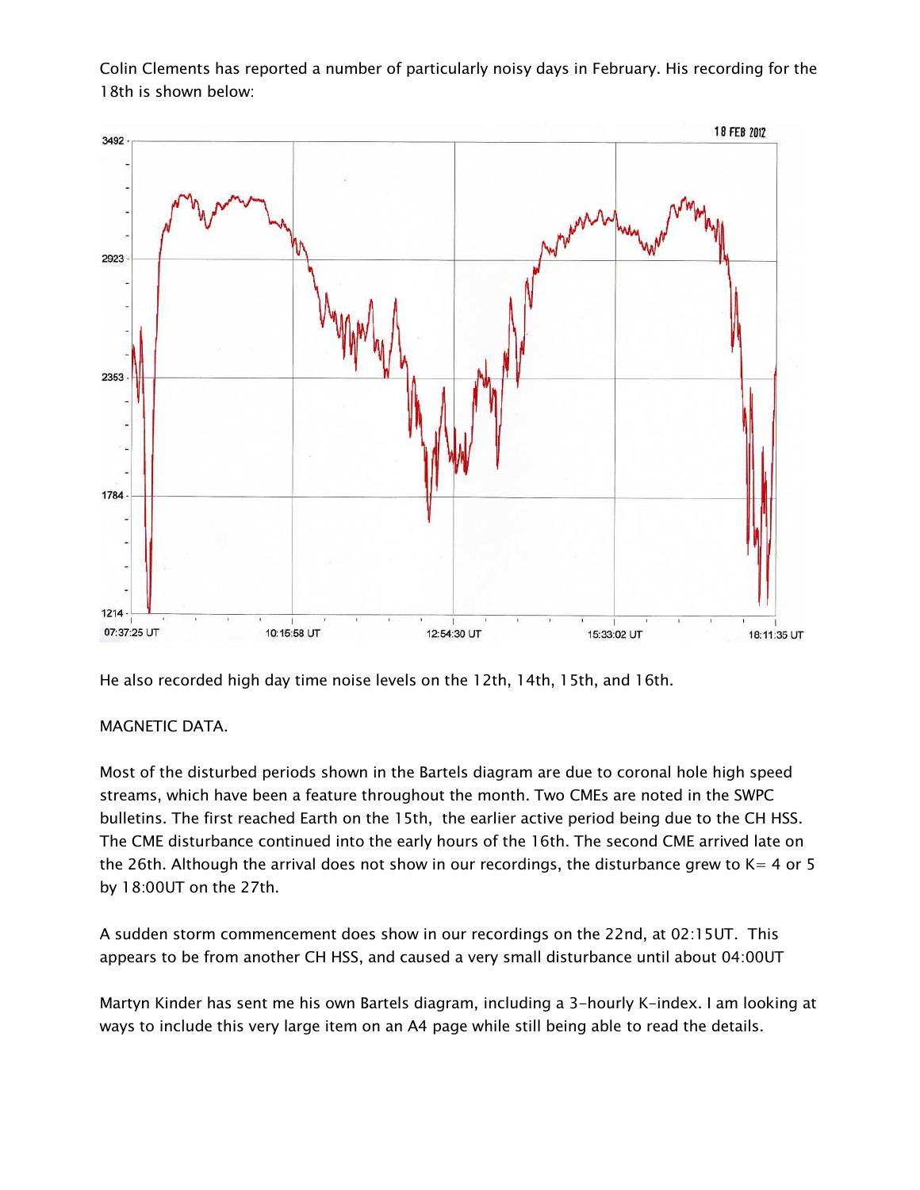Colin Clements has reported a number of particularly noisy days in February. His recording for the 18th is shown below:

He also recorded high day time noise levels on the 12th, 14th, 15th, and 16th.

MAGNETIC DATA.

Most of the disturbed periods shown in the Bartels diagram are due to coronal hole high speed streams, which have been a feature throughout the month. Two CMEs are noted in the SWPC bulletins. The first reached Earth on the 15th, the earlier active period being due to the CH HSS. The CME disturbance continued into the early hours of the 16th. The second CME arrived late on the 26th. Although the arrival does not show in our recordings, the disturbance grew to K= 4 or 5 by 18:00UT on the 27th.

A sudden storm commencement does show in our recordings on the 22nd, at 02:15UT. This appears to be from another CH HSS, and caused a very small disturbance until about 04:00UT

Martyn Kinder has sent me his own Bartels diagram, including a 3-hourly K-index. I am looking at ways to include this very large item on an A4 page while still being able to read the details.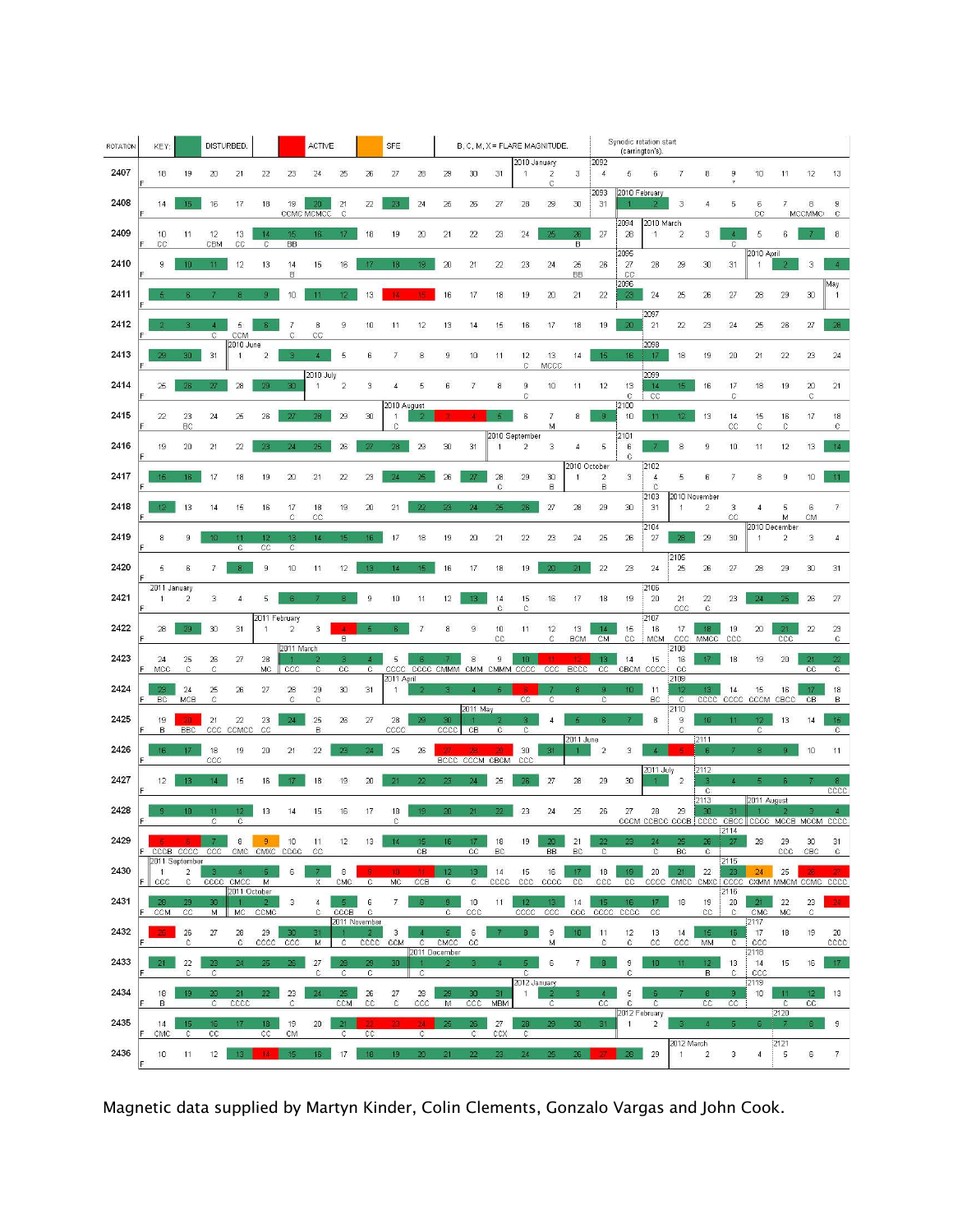ROTATION KEY: DISTURBED. ACTIVE SFE B, C, M, X = FLARE MAGNITUDE. Synodic rotation start (carrington's).

2407
2408
2409
2410
2411
2412
2413
2414
2415
2416
2417
2418
2419
2420
2421
2422
2423
2424
2425
2426
2427
2428
2429
2430
2431
2432
2433
2434
2435
2436

Magnetic data supplied by Martyn Kinder, Colin Clements, Gonzalo Vargas and John Cook.